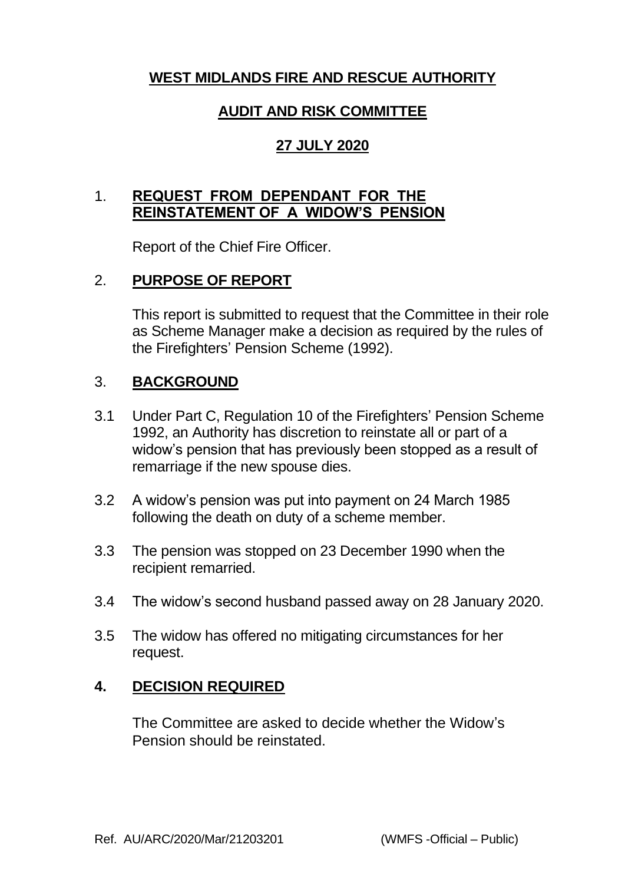# WEST MIDLANDS FIRE AND RESCUE AUTHORITY

## AUDIT AND RISK COMMITTEE

## 27 JULY 2020

1. **REQUEST FROM DEPENDANT FOR THE REINSTATEMENT OF A WIDOW'S PENSION**

   Report of the Chief Fire Officer.

2. **PURPOSE OF REPORT**

   This report is submitted to request that the Committee in their role as Scheme Manager make a decision as required by the rules of the Firefighters' Pension Scheme (1992).

3. **BACKGROUND**

3.1 Under Part C, Regulation 10 of the Firefighters' Pension Scheme 1992, an Authority has discretion to reinstate all or part of a widow's pension that has previously been stopped as a result of remarriage if the new spouse dies.

3.2 A widow's pension was put into payment on 24 March 1985 following the death on duty of a scheme member.

3.3 The pension was stopped on 23 December 1990 when the recipient remarried.

3.4 The widow's second husband passed away on 28 January 2020.

3.5 The widow has offered no mitigating circumstances for her request.

4. **DECISION REQUIRED**

   The Committee are asked to decide whether the Widow's Pension should be reinstated.

Ref. AU/ARC/2020/Mar/21203201 (WMFS -Official – Public)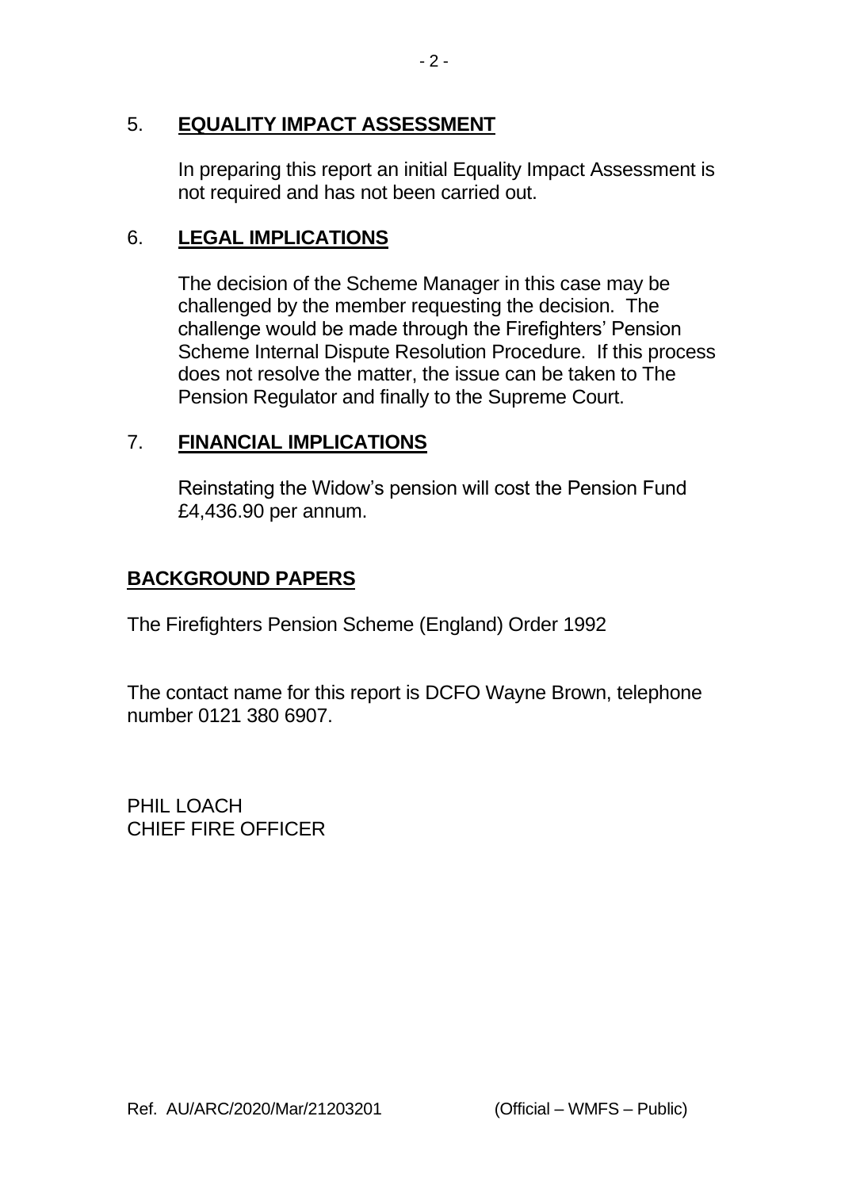5. **EQUALITY IMPACT ASSESSMENT**

In preparing this report an initial Equality Impact Assessment is not required and has not been carried out.

6. **LEGAL IMPLICATIONS**

The decision of the Scheme Manager in this case may be challenged by the member requesting the decision. The challenge would be made through the Firefighters' Pension Scheme Internal Dispute Resolution Procedure. If this process does not resolve the matter, the issue can be taken to The Pension Regulator and finally to the Supreme Court.

7. **FINANCIAL IMPLICATIONS**

Reinstating the Widow's pension will cost the Pension Fund £4,436.90 per annum.

**BACKGROUND PAPERS**

The Firefighters Pension Scheme (England) Order 1992

The contact name for this report is DCFO Wayne Brown, telephone number 0121 380 6907.

PHIL LOACH
CHIEF FIRE OFFICER

Ref. AU/ARC/2020/Mar/21203201 (Official – WMFS – Public)